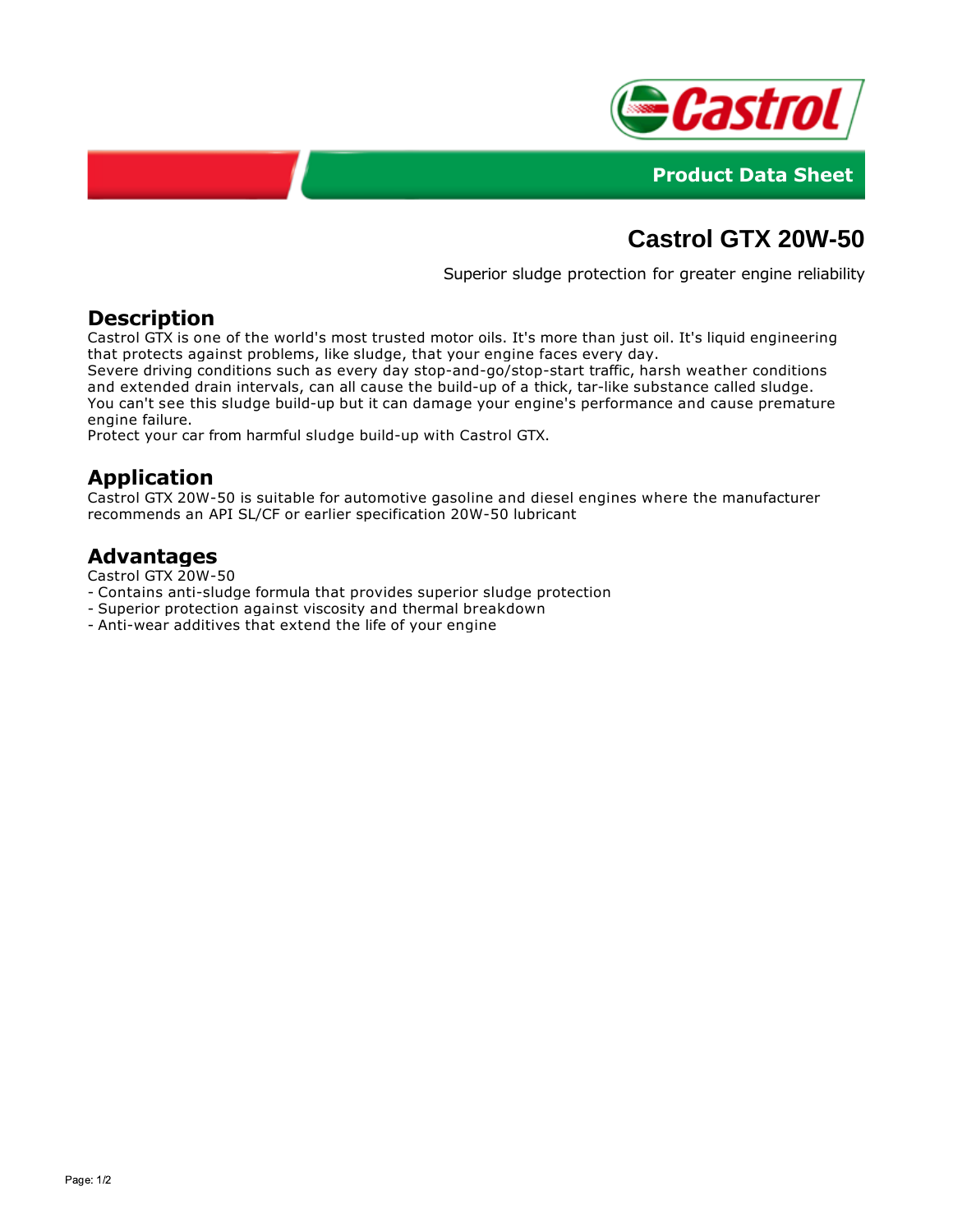Product Data Sheet

# Castrol GTX 20W-50

Superior sludge protection for greater engine reliability

## Description

Castrol GTX is one of the world's most trusted motor oils. It's more than just oil. It's liquid engineering that protects against problems, like sludge, that your engine faces every day.
Severe driving conditions such as every day stop-and-go/stop-start traffic, harsh weather conditions and extended drain intervals, can all cause the build-up of a thick, tar-like substance called sludge. You can't see this sludge build-up but it can damage your engine's performance and cause premature engine failure.
Protect your car from harmful sludge build-up with Castrol GTX.

## Application

Castrol GTX 20W-50 is suitable for automotive gasoline and diesel engines where the manufacturer recommends an API SL/CF or earlier specification 20W-50 lubricant

## Advantages

Castrol GTX 20W-50
- Contains anti-sludge formula that provides superior sludge protection
- Superior protection against viscosity and thermal breakdown
- Anti-wear additives that extend the life of your engine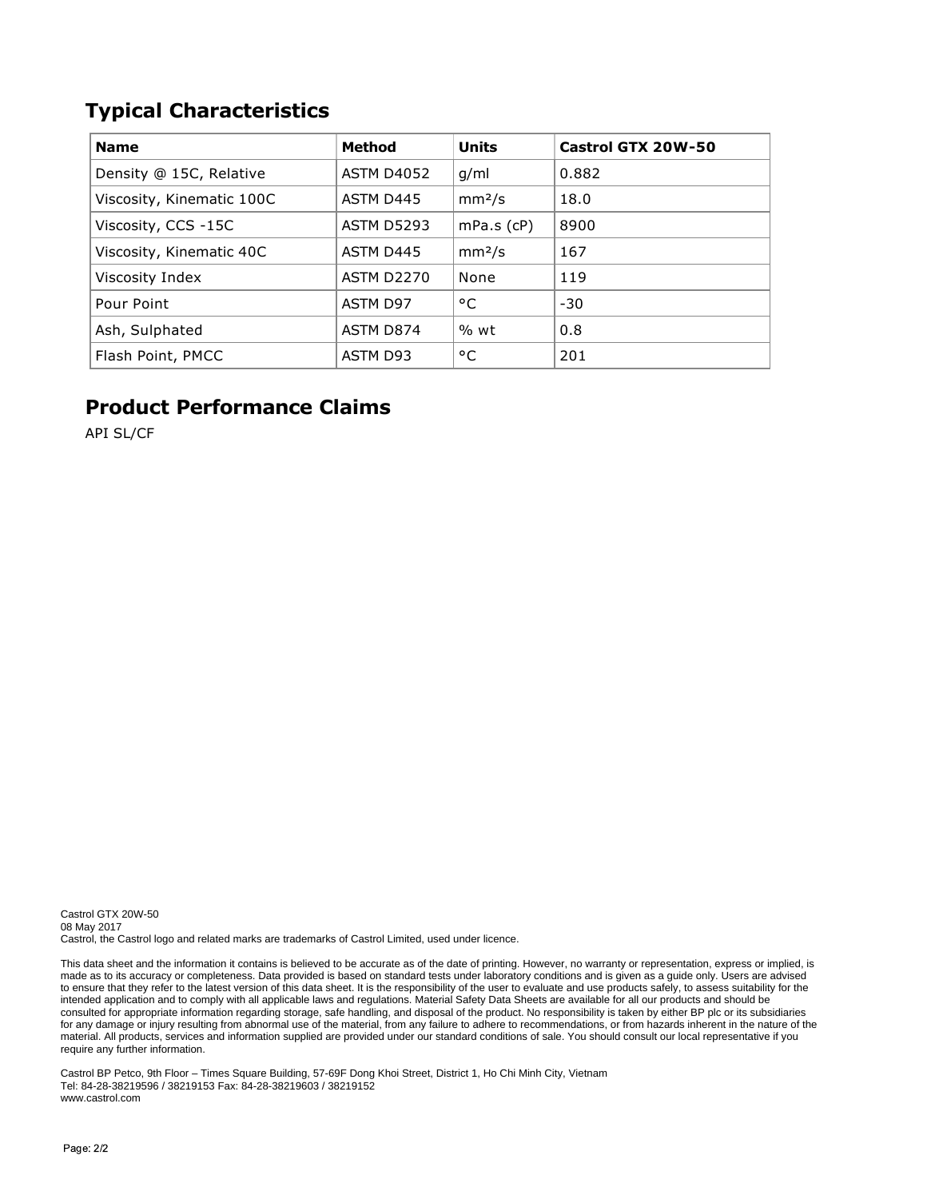## Typical Characteristics

| Name | Method | Units | Castrol GTX 20W-50 |
| --- | --- | --- | --- |
| Density @ 15C, Relative | ASTM D4052 | g/ml | 0.882 |
| Viscosity, Kinematic 100C | ASTM D445 | mm²/s | 18.0 |
| Viscosity, CCS -15C | ASTM D5293 | mPa.s (cP) | 8900 |
| Viscosity, Kinematic 40C | ASTM D445 | mm²/s | 167 |
| Viscosity Index | ASTM D2270 | None | 119 |
| Pour Point | ASTM D97 | °C | -30 |
| Ash, Sulphated | ASTM D874 | % wt | 0.8 |
| Flash Point, PMCC | ASTM D93 | °C | 201 |

## Product Performance Claims

API SL/CF

Castrol GTX 20W-50
08 May 2017
Castrol, the Castrol logo and related marks are trademarks of Castrol Limited, used under licence.

This data sheet and the information it contains is believed to be accurate as of the date of printing. However, no warranty or representation, express or implied, is made as to its accuracy or completeness. Data provided is based on standard tests under laboratory conditions and is given as a guide only. Users are advised to ensure that they refer to the latest version of this data sheet. It is the responsibility of the user to evaluate and use products safely, to assess suitability for the intended application and to comply with all applicable laws and regulations. Material Safety Data Sheets are available for all our products and should be consulted for appropriate information regarding storage, safe handling, and disposal of the product. No responsibility is taken by either BP plc or its subsidiaries for any damage or injury resulting from abnormal use of the material, from any failure to adhere to recommendations, or from hazards inherent in the nature of the material. All products, services and information supplied are provided under our standard conditions of sale. You should consult our local representative if you require any further information.

Castrol BP Petco, 9th Floor – Times Square Building, 57-69F Dong Khoi Street, District 1, Ho Chi Minh City, Vietnam
Tel: 84-28-38219596 / 38219153 Fax: 84-28-38219603 / 38219152
www.castrol.com